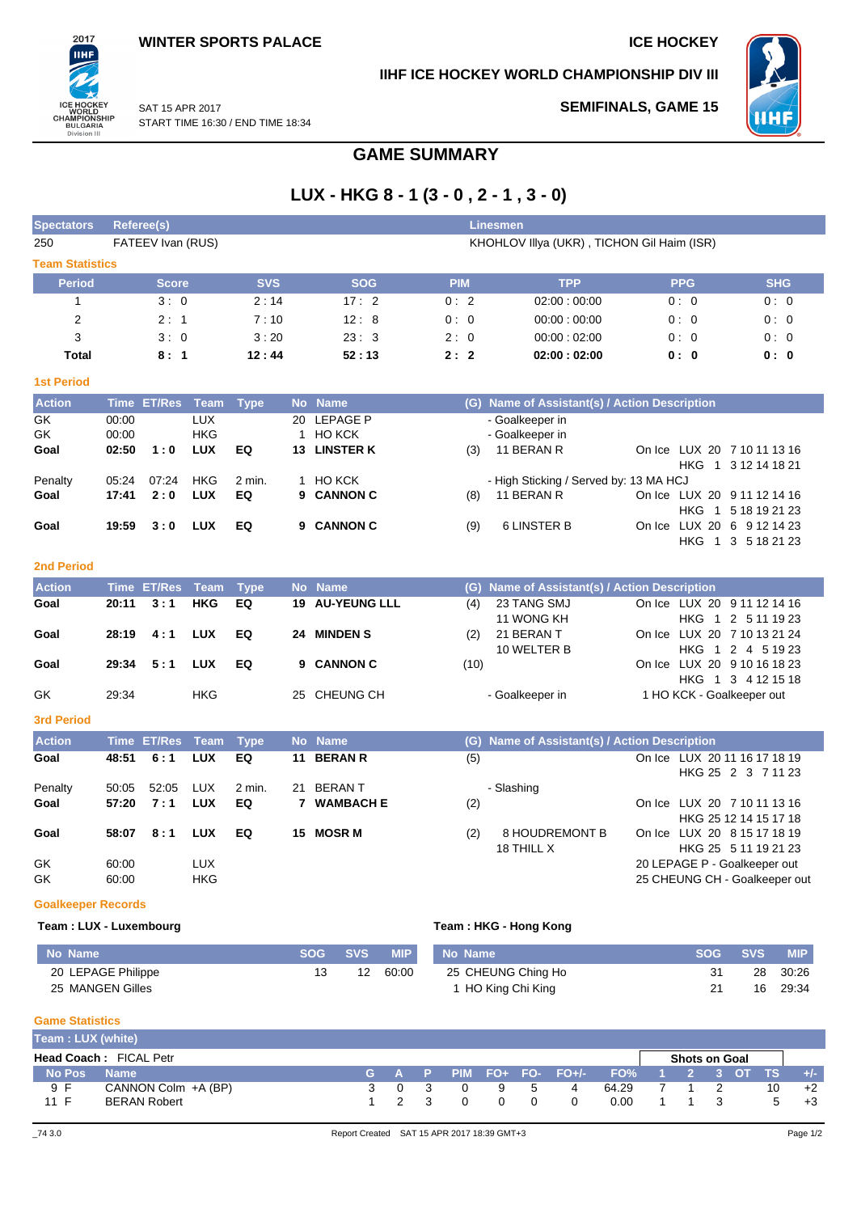WINTER SPORTS PALACE

ICE HOCKEY

IIHF ICE HOCKEY WORLD CHAMPIONSHIP DIV III

SAT 15 APR 2017
START TIME 16:30 / END TIME 18:34

SEMIFINALS, GAME 15

# GAME SUMMARY

## LUX - HKG 8 - 1 (3 - 0 , 2 - 1 , 3 - 0)

| Spectators | Referee(s) | Linesmen |
|---|---|---|
| 250 | FATEEV Ivan (RUS) | KHOHLOV Illya (UKR) , TICHON Gil Haim (ISR) |

### Team Statistics

| Period | Score | SVS | SOG | PIM | TPP | PPG | SHG |
|---|---|---|---|---|---|---|---|
| 1 | 3 : 0 | 2 : 14 | 17 : 2 | 0 : 2 | 02:00 : 00:00 | 0 : 0 | 0 : 0 |
| 2 | 2 : 1 | 7 : 10 | 12 : 8 | 0 : 0 | 00:00 : 00:00 | 0 : 0 | 0 : 0 |
| 3 | 3 : 0 | 3 : 20 | 23 : 3 | 2 : 0 | 00:00 : 02:00 | 0 : 0 | 0 : 0 |
| **Total** | **8 : 1** | **12 : 44** | **52 : 13** | **2 : 2** | **02:00 : 02:00** | **0 : 0** | **0 : 0** |

### 1st Period

| Action | Time | ET/Res | Team | Type | No | Name | (G) | Name of Assistant(s) / Action Description | |
|---|---|---|---|---|---|---|---|---|---|
| GK | 00:00 | | LUX | | 20 | LEPAGE P | | - Goalkeeper in | |
| GK | 00:00 | | HKG | | 1 | HO KCK | | - Goalkeeper in | |
| **Goal** | **02:50** | **1 : 0** | **LUX** | **EQ** | **13** | **LINSTER K** | (3) | 11 BERAN R | On Ice LUX 20 7 10 11 13 16 / HKG 1 3 12 14 18 21 |
| Penalty | 05:24 | 07:24 | HKG | 2 min. | 1 | HO KCK | | - High Sticking / Served by: 13 MA HCJ | |
| **Goal** | **17:41** | **2 : 0** | **LUX** | **EQ** | **9** | **CANNON C** | (8) | 11 BERAN R | On Ice LUX 20 9 11 12 14 16 / HKG 1 5 18 19 21 23 |
| **Goal** | **19:59** | **3 : 0** | **LUX** | **EQ** | **9** | **CANNON C** | (9) | 6 LINSTER B | On Ice LUX 20 6 9 12 14 23 / HKG 1 3 5 18 21 23 |

### 2nd Period

| Action | Time | ET/Res | Team | Type | No | Name | (G) | Name of Assistant(s) / Action Description | |
|---|---|---|---|---|---|---|---|---|---|
| **Goal** | **20:11** | **3 : 1** | **HKG** | **EQ** | **19** | **AU-YEUNG LLL** | (4) | 23 TANG SMJ / 11 WONG KH | On Ice LUX 20 9 11 12 14 16 / HKG 1 2 5 11 19 23 |
| **Goal** | **28:19** | **4 : 1** | **LUX** | **EQ** | **24** | **MINDEN S** | (2) | 21 BERAN T / 10 WELTER B | On Ice LUX 20 7 10 13 21 24 / HKG 1 2 4 5 19 23 |
| **Goal** | **29:34** | **5 : 1** | **LUX** | **EQ** | **9** | **CANNON C** | (10) | | On Ice LUX 20 9 10 16 18 23 / HKG 1 3 4 12 15 18 |
| GK | 29:34 | | HKG | | 25 | CHEUNG CH | | - Goalkeeper in | 1 HO KCK - Goalkeeper out |

### 3rd Period

| Action | Time | ET/Res | Team | Type | No | Name | (G) | Name of Assistant(s) / Action Description | |
|---|---|---|---|---|---|---|---|---|---|
| **Goal** | **48:51** | **6 : 1** | **LUX** | **EQ** | **11** | **BERAN R** | (5) | | On Ice LUX 20 11 16 17 18 19 / HKG 25 2 3 7 11 23 |
| Penalty | 50:05 | 52:05 | LUX | 2 min. | 21 | BERAN T | | - Slashing | |
| **Goal** | **57:20** | **7 : 1** | **LUX** | **EQ** | **7** | **WAMBACH E** | (2) | | On Ice LUX 20 7 10 11 13 16 / HKG 25 12 14 15 17 18 |
| **Goal** | **58:07** | **8 : 1** | **LUX** | **EQ** | **15** | **MOSR M** | (2) | 8 HOUDREMONT B / 18 THILL X | On Ice LUX 20 8 15 17 18 19 / HKG 25 5 11 19 21 23 |
| GK | 60:00 | | LUX | | | | | | 20 LEPAGE P - Goalkeeper out |
| GK | 60:00 | | HKG | | | | | | 25 CHEUNG CH - Goalkeeper out |

### Goalkeeper Records

**Team : LUX - Luxembourg**

| No Name | SOG | SVS | MIP |
|---|---|---|---|
| 20 LEPAGE Philippe | 13 | 12 | 60:00 |
| 25 MANGEN Gilles | | | |

**Team : HKG - Hong Kong**

| No Name | SOG | SVS | MIP |
|---|---|---|---|
| 25 CHEUNG Ching Ho | 31 | 28 | 30:26 |
| 1 HO King Chi King | 21 | 16 | 29:34 |

### Game Statistics

**Team : LUX (white)**

**Head Coach :** FICAL Petr

| No | Pos | Name | G | A | P | PIM | FO+ | FO- | FO+/- | FO% | 1 | 2 | 3 | OT | TS | +/- |
|---|---|---|---|---|---|---|---|---|---|---|---|---|---|---|---|---|
| 9 | F | CANNON Colm +A (BP) | 3 | 0 | 3 | 0 | 9 | 5 | 4 | 64.29 | 7 | 1 | 2 | | 10 | +2 |
| 11 | F | BERAN Robert | 1 | 2 | 3 | 0 | 0 | 0 | 0 | 0.00 | 1 | 1 | 3 | | 5 | +3 |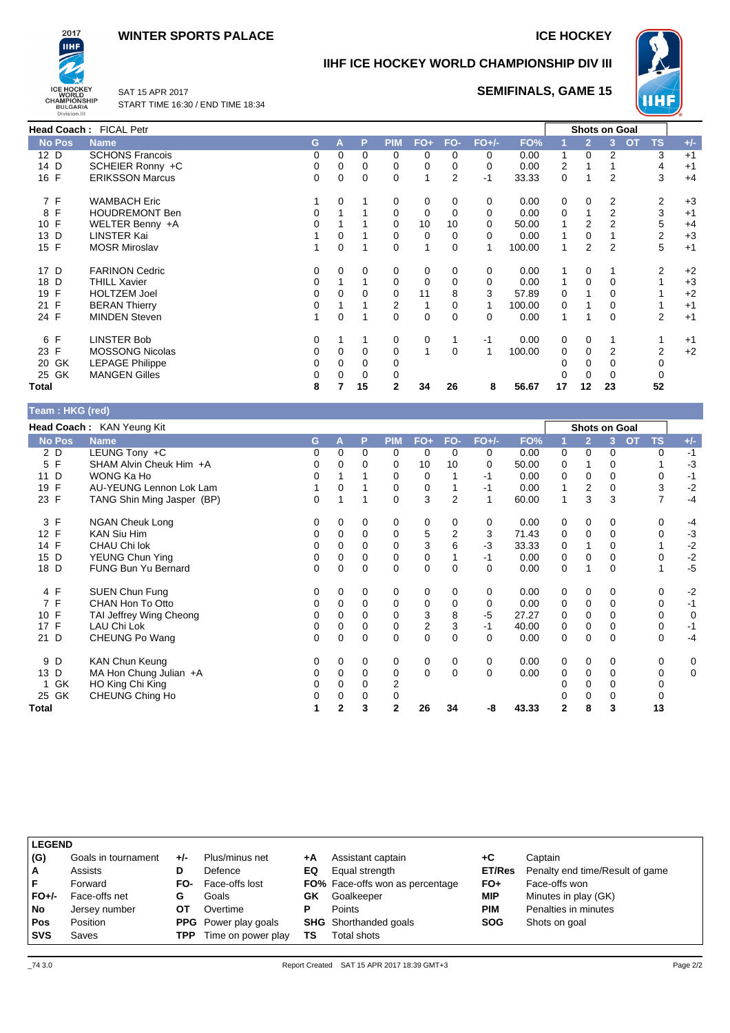# WINTER SPORTS PALACE

# ICE HOCKEY

## IIHF ICE HOCKEY WORLD CHAMPIONSHIP DIV III

SAT 15 APR 2017
START TIME 16:30 / END TIME 18:34

## SEMIFINALS, GAME 15

**Head Coach :** FICAL Petr

| No | Pos | Name | G | A | P | PIM | FO+ | FO- | FO+/- | FO% | Shots on Goal 1 | 2 | 3 | OT | TS | +/- |
|---|---|---|---|---|---|---|---|---|---|---|---|---|---|---|---|---|
| 12 | D | SCHONS Francois | 0 | 0 | 0 | 0 | 0 | 0 | 0 | 0.00 | 1 | 0 | 2 | | 3 | +1 |
| 14 | D | SCHEIER Ronny +C | 0 | 0 | 0 | 0 | 0 | 0 | 0 | 0.00 | 2 | 1 | 1 | | 4 | +1 |
| 16 | F | ERIKSSON Marcus | 0 | 0 | 0 | 0 | 1 | 2 | -1 | 33.33 | 0 | 1 | 2 | | 3 | +4 |
| 7 | F | WAMBACH Eric | 1 | 0 | 1 | 0 | 0 | 0 | 0 | 0.00 | 0 | 0 | 2 | | 2 | +3 |
| 8 | F | HOUDREMONT Ben | 0 | 1 | 1 | 0 | 0 | 0 | 0 | 0.00 | 0 | 1 | 2 | | 3 | +1 |
| 10 | F | WELTER Benny +A | 0 | 1 | 1 | 0 | 10 | 10 | 0 | 50.00 | 1 | 2 | 2 | | 5 | +4 |
| 13 | D | LINSTER Kai | 1 | 0 | 1 | 0 | 0 | 0 | 0 | 0.00 | 1 | 0 | 1 | | 2 | +3 |
| 15 | F | MOSR Miroslav | 1 | 0 | 1 | 0 | 1 | 0 | 1 | 100.00 | 1 | 2 | 2 | | 5 | +1 |
| 17 | D | FARINON Cedric | 0 | 0 | 0 | 0 | 0 | 0 | 0 | 0.00 | 1 | 0 | 1 | | 2 | +2 |
| 18 | D | THILL Xavier | 0 | 1 | 1 | 0 | 0 | 0 | 0 | 0.00 | 1 | 0 | 0 | | 1 | +3 |
| 19 | F | HOLTZEM Joel | 0 | 0 | 0 | 0 | 11 | 8 | 3 | 57.89 | 0 | 1 | 0 | | 1 | +2 |
| 21 | F | BERAN Thierry | 0 | 1 | 1 | 2 | 1 | 0 | 1 | 100.00 | 0 | 1 | 0 | | 1 | +1 |
| 24 | F | MINDEN Steven | 1 | 0 | 1 | 0 | 0 | 0 | 0 | 0.00 | 1 | 1 | 0 | | 2 | +1 |
| 6 | F | LINSTER Bob | 0 | 1 | 1 | 0 | 0 | 1 | -1 | 0.00 | 0 | 0 | 1 | | 1 | +1 |
| 23 | F | MOSSONG Nicolas | 0 | 0 | 0 | 0 | 1 | 0 | 1 | 100.00 | 0 | 0 | 2 | | 2 | +2 |
| 20 | GK | LEPAGE Philippe | 0 | 0 | 0 | 0 | | | | | 0 | 0 | 0 | | 0 | |
| 25 | GK | MANGEN Gilles | 0 | 0 | 0 | 0 | | | | | 0 | 0 | 0 | | 0 | |
| **Total** | | | **8** | **7** | **15** | **2** | **34** | **26** | **8** | **56.67** | **17** | **12** | **23** | | **52** | |

**Team : HKG (red)**

**Head Coach :** KAN Yeung Kit

| No | Pos | Name | G | A | P | PIM | FO+ | FO- | FO+/- | FO% | Shots on Goal 1 | 2 | 3 | OT | TS | +/- |
|---|---|---|---|---|---|---|---|---|---|---|---|---|---|---|---|---|
| 2 | D | LEUNG Tony +C | 0 | 0 | 0 | 0 | 0 | 0 | 0 | 0.00 | 0 | 0 | 0 | | 0 | -1 |
| 5 | F | SHAM Alvin Cheuk Him +A | 0 | 0 | 0 | 0 | 10 | 10 | 0 | 50.00 | 0 | 1 | 0 | | 1 | -3 |
| 11 | D | WONG Ka Ho | 0 | 1 | 1 | 0 | 0 | 1 | -1 | 0.00 | 0 | 0 | 0 | | 0 | -1 |
| 19 | F | AU-YEUNG Lennon Lok Lam | 1 | 0 | 1 | 0 | 0 | 1 | -1 | 0.00 | 1 | 2 | 0 | | 3 | -2 |
| 23 | F | TANG Shin Ming Jasper (BP) | 0 | 1 | 1 | 0 | 3 | 2 | 1 | 60.00 | 1 | 3 | 3 | | 7 | -4 |
| 3 | F | NGAN Cheuk Long | 0 | 0 | 0 | 0 | 0 | 0 | 0 | 0.00 | 0 | 0 | 0 | | 0 | -4 |
| 12 | F | KAN Siu Him | 0 | 0 | 0 | 0 | 5 | 2 | 3 | 71.43 | 0 | 0 | 0 | | 0 | -3 |
| 14 | F | CHAU Chi lok | 0 | 0 | 0 | 0 | 3 | 6 | -3 | 33.33 | 0 | 1 | 0 | | 1 | -2 |
| 15 | D | YEUNG Chun Ying | 0 | 0 | 0 | 0 | 0 | 1 | -1 | 0.00 | 0 | 0 | 0 | | 0 | -2 |
| 18 | D | FUNG Bun Yu Bernard | 0 | 0 | 0 | 0 | 0 | 0 | 0 | 0.00 | 0 | 1 | 0 | | 1 | -5 |
| 4 | F | SUEN Chun Fung | 0 | 0 | 0 | 0 | 0 | 0 | 0 | 0.00 | 0 | 0 | 0 | | 0 | -2 |
| 7 | F | CHAN Hon To Otto | 0 | 0 | 0 | 0 | 0 | 0 | 0 | 0.00 | 0 | 0 | 0 | | 0 | -1 |
| 10 | F | TAI Jeffrey Wing Cheong | 0 | 0 | 0 | 0 | 3 | 8 | -5 | 27.27 | 0 | 0 | 0 | | 0 | 0 |
| 17 | F | LAU Chi Lok | 0 | 0 | 0 | 0 | 2 | 3 | -1 | 40.00 | 0 | 0 | 0 | | 0 | -1 |
| 21 | D | CHEUNG Po Wang | 0 | 0 | 0 | 0 | 0 | 0 | 0 | 0.00 | 0 | 0 | 0 | | 0 | -4 |
| 9 | D | KAN Chun Keung | 0 | 0 | 0 | 0 | 0 | 0 | 0 | 0.00 | 0 | 0 | 0 | | 0 | 0 |
| 13 | D | MA Hon Chung Julian +A | 0 | 0 | 0 | 0 | 0 | 0 | 0 | 0.00 | 0 | 0 | 0 | | 0 | 0 |
| 1 | GK | HO King Chi King | 0 | 0 | 0 | 2 | | | | | 0 | 0 | 0 | | 0 | |
| 25 | GK | CHEUNG Ching Ho | 0 | 0 | 0 | 0 | | | | | 0 | 0 | 0 | | 0 | |
| **Total** | | | **1** | **2** | **3** | **2** | **26** | **34** | **-8** | **43.33** | **2** | **8** | **3** | | **13** | |

**LEGEND**

| | | | | | | | |
|---|---|---|---|---|---|---|---|
| (G) | Goals in tournament | +/- | Plus/minus net | +A | Assistant captain | +C | Captain |
| A | Assists | D | Defence | EQ | Equal strength | ET/Res | Penalty end time/Result of game |
| F | Forward | FO- | Face-offs lost | FO% | Face-offs won as percentage | FO+ | Face-offs won |
| FO+/- | Face-offs net | G | Goals | GK | Goalkeeper | MIP | Minutes in play (GK) |
| No | Jersey number | OT | Overtime | P | Points | PIM | Penalties in minutes |
| Pos | Position | PPG | Power play goals | SHG | Shorthanded goals | SOG | Shots on goal |
| SVS | Saves | TPP | Time on power play | TS | Total shots | | |

_74 3.0 Report Created SAT 15 APR 2017 18:39 GMT+3